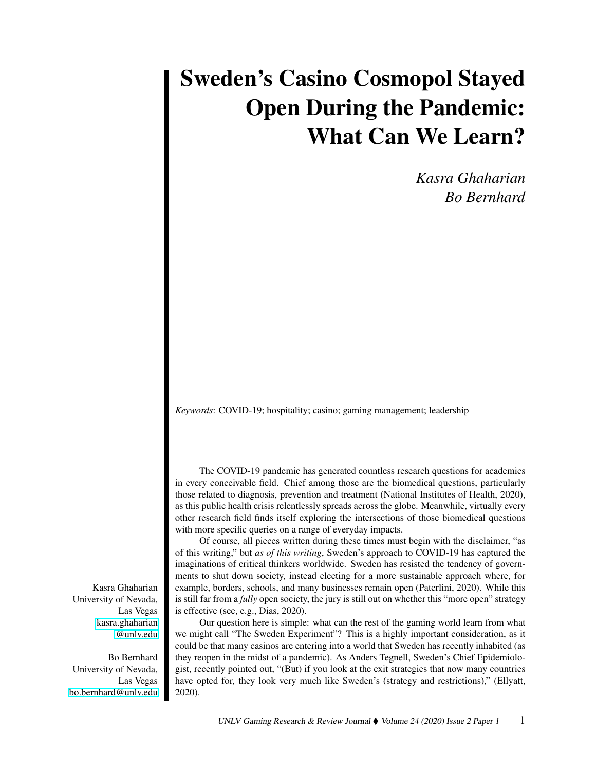# Sweden's Casino Cosmopol Stayed Open During the Pandemic: What Can We Learn?

*Kasra Ghaharian*
*Bo Bernhard*

*Keywords*: COVID-19; hospitality; casino; gaming management; leadership

The COVID-19 pandemic has generated countless research questions for academics in every conceivable field. Chief among those are the biomedical questions, particularly those related to diagnosis, prevention and treatment (National Institutes of Health, 2020), as this public health crisis relentlessly spreads across the globe. Meanwhile, virtually every other research field finds itself exploring the intersections of those biomedical questions with more specific queries on a range of everyday impacts.

Of course, all pieces written during these times must begin with the disclaimer, "as of this writing," but *as of this writing*, Sweden's approach to COVID-19 has captured the imaginations of critical thinkers worldwide. Sweden has resisted the tendency of governments to shut down society, instead electing for a more sustainable approach where, for example, borders, schools, and many businesses remain open (Paterlini, 2020). While this is still far from a *fully* open society, the jury is still out on whether this "more open" strategy is effective (see, e.g., Dias, 2020).

Our question here is simple: what can the rest of the gaming world learn from what we might call "The Sweden Experiment"? This is a highly important consideration, as it could be that many casinos are entering into a world that Sweden has recently inhabited (as they reopen in the midst of a pandemic). As Anders Tegnell, Sweden's Chief Epidemiologist, recently pointed out, "(But) if you look at the exit strategies that now many countries have opted for, they look very much like Sweden's (strategy and restrictions)," (Ellyatt, 2020).

Kasra Ghaharian
University of Nevada, Las Vegas
kasra.ghaharian@unlv.edu

Bo Bernhard
University of Nevada, Las Vegas
bo.bernhard@unlv.edu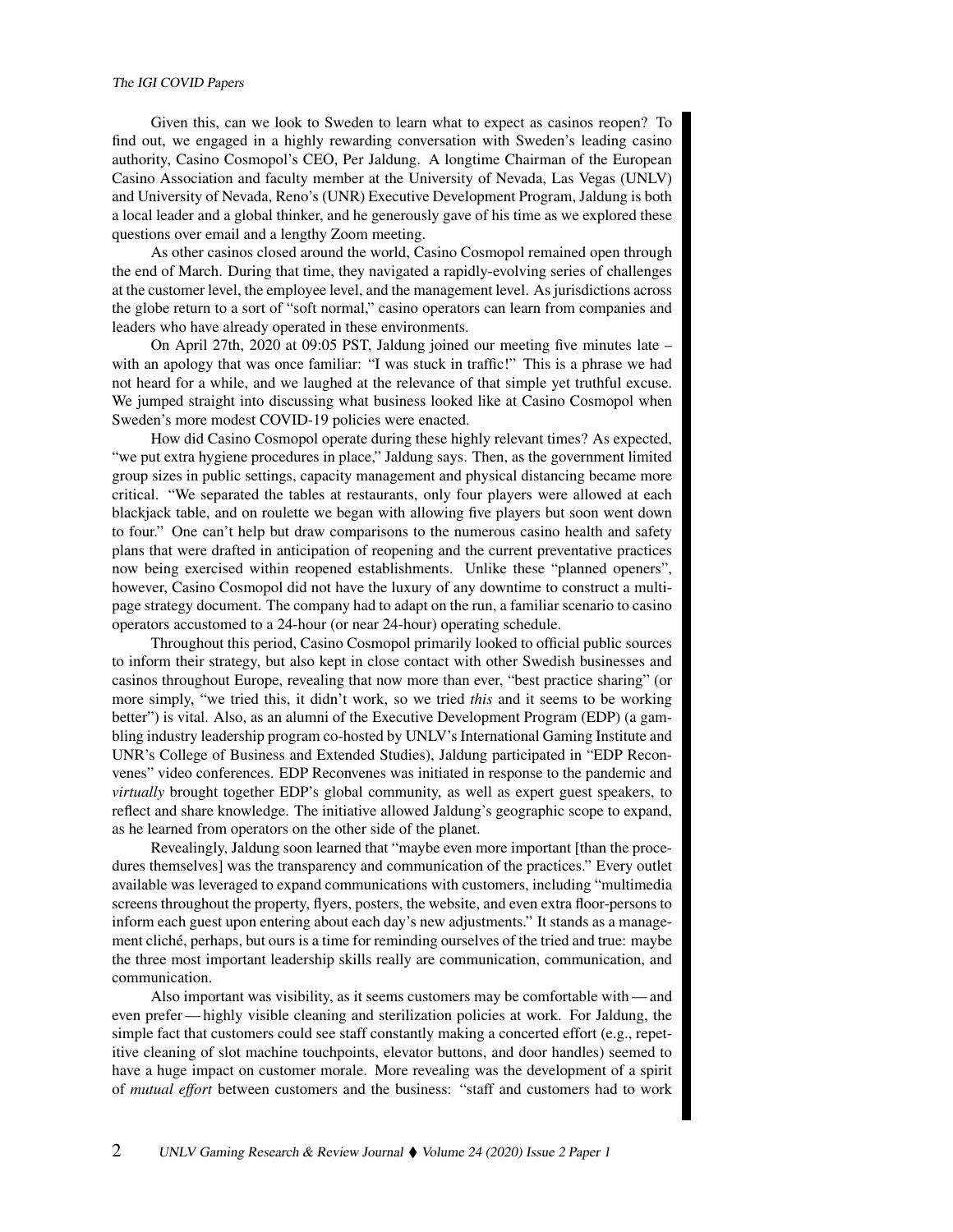Given this, can we look to Sweden to learn what to expect as casinos reopen? To find out, we engaged in a highly rewarding conversation with Sweden's leading casino authority, Casino Cosmopol's CEO, Per Jaldung. A longtime Chairman of the European Casino Association and faculty member at the University of Nevada, Las Vegas (UNLV) and University of Nevada, Reno's (UNR) Executive Development Program, Jaldung is both a local leader and a global thinker, and he generously gave of his time as we explored these questions over email and a lengthy Zoom meeting.

As other casinos closed around the world, Casino Cosmopol remained open through the end of March. During that time, they navigated a rapidly-evolving series of challenges at the customer level, the employee level, and the management level. As jurisdictions across the globe return to a sort of "soft normal," casino operators can learn from companies and leaders who have already operated in these environments.

On April 27th, 2020 at 09:05 PST, Jaldung joined our meeting five minutes late – with an apology that was once familiar: "I was stuck in traffic!" This is a phrase we had not heard for a while, and we laughed at the relevance of that simple yet truthful excuse. We jumped straight into discussing what business looked like at Casino Cosmopol when Sweden's more modest COVID-19 policies were enacted.

How did Casino Cosmopol operate during these highly relevant times? As expected, "we put extra hygiene procedures in place," Jaldung says. Then, as the government limited group sizes in public settings, capacity management and physical distancing became more critical. "We separated the tables at restaurants, only four players were allowed at each blackjack table, and on roulette we began with allowing five players but soon went down to four." One can't help but draw comparisons to the numerous casino health and safety plans that were drafted in anticipation of reopening and the current preventative practices now being exercised within reopened establishments. Unlike these "planned openers", however, Casino Cosmopol did not have the luxury of any downtime to construct a multi-page strategy document. The company had to adapt on the run, a familiar scenario to casino operators accustomed to a 24-hour (or near 24-hour) operating schedule.

Throughout this period, Casino Cosmopol primarily looked to official public sources to inform their strategy, but also kept in close contact with other Swedish businesses and casinos throughout Europe, revealing that now more than ever, "best practice sharing" (or more simply, "we tried this, it didn't work, so we tried *this* and it seems to be working better") is vital. Also, as an alumni of the Executive Development Program (EDP) (a gambling industry leadership program co-hosted by UNLV's International Gaming Institute and UNR's College of Business and Extended Studies), Jaldung participated in "EDP Reconvenes" video conferences. EDP Reconvenes was initiated in response to the pandemic and *virtually* brought together EDP's global community, as well as expert guest speakers, to reflect and share knowledge. The initiative allowed Jaldung's geographic scope to expand, as he learned from operators on the other side of the planet.

Revealingly, Jaldung soon learned that "maybe even more important [than the procedures themselves] was the transparency and communication of the practices." Every outlet available was leveraged to expand communications with customers, including "multimedia screens throughout the property, flyers, posters, the website, and even extra floor-persons to inform each guest upon entering about each day's new adjustments." It stands as a management cliché, perhaps, but ours is a time for reminding ourselves of the tried and true: maybe the three most important leadership skills really are communication, communication, and communication.

Also important was visibility, as it seems customers may be comfortable with — and even prefer — highly visible cleaning and sterilization policies at work. For Jaldung, the simple fact that customers could see staff constantly making a concerted effort (e.g., repetitive cleaning of slot machine touchpoints, elevator buttons, and door handles) seemed to have a huge impact on customer morale. More revealing was the development of a spirit of *mutual effort* between customers and the business: "staff and customers had to work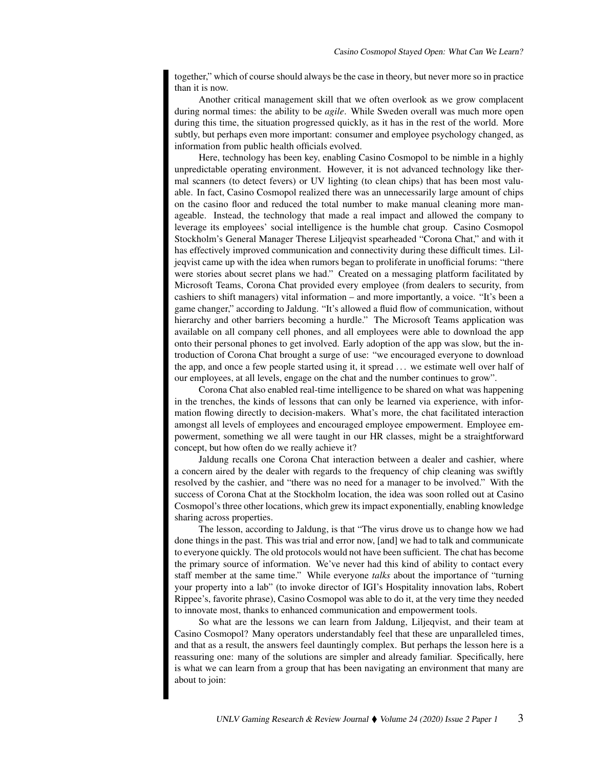together," which of course should always be the case in theory, but never more so in practice than it is now.

Another critical management skill that we often overlook as we grow complacent during normal times: the ability to be *agile*. While Sweden overall was much more open during this time, the situation progressed quickly, as it has in the rest of the world. More subtly, but perhaps even more important: consumer and employee psychology changed, as information from public health officials evolved.

Here, technology has been key, enabling Casino Cosmopol to be nimble in a highly unpredictable operating environment. However, it is not advanced technology like thermal scanners (to detect fevers) or UV lighting (to clean chips) that has been most valuable. In fact, Casino Cosmopol realized there was an unnecessarily large amount of chips on the casino floor and reduced the total number to make manual cleaning more manageable. Instead, the technology that made a real impact and allowed the company to leverage its employees' social intelligence is the humble chat group. Casino Cosmopol Stockholm's General Manager Therese Liljeqvist spearheaded "Corona Chat," and with it has effectively improved communication and connectivity during these difficult times. Liljeqvist came up with the idea when rumors began to proliferate in unofficial forums: "there were stories about secret plans we had." Created on a messaging platform facilitated by Microsoft Teams, Corona Chat provided every employee (from dealers to security, from cashiers to shift managers) vital information – and more importantly, a voice. "It's been a game changer," according to Jaldung. "It's allowed a fluid flow of communication, without hierarchy and other barriers becoming a hurdle." The Microsoft Teams application was available on all company cell phones, and all employees were able to download the app onto their personal phones to get involved. Early adoption of the app was slow, but the introduction of Corona Chat brought a surge of use: "we encouraged everyone to download the app, and once a few people started using it, it spread … we estimate well over half of our employees, at all levels, engage on the chat and the number continues to grow".

Corona Chat also enabled real-time intelligence to be shared on what was happening in the trenches, the kinds of lessons that can only be learned via experience, with information flowing directly to decision-makers. What's more, the chat facilitated interaction amongst all levels of employees and encouraged employee empowerment. Employee empowerment, something we all were taught in our HR classes, might be a straightforward concept, but how often do we really achieve it?

Jaldung recalls one Corona Chat interaction between a dealer and cashier, where a concern aired by the dealer with regards to the frequency of chip cleaning was swiftly resolved by the cashier, and "there was no need for a manager to be involved." With the success of Corona Chat at the Stockholm location, the idea was soon rolled out at Casino Cosmopol's three other locations, which grew its impact exponentially, enabling knowledge sharing across properties.

The lesson, according to Jaldung, is that "The virus drove us to change how we had done things in the past. This was trial and error now, [and] we had to talk and communicate to everyone quickly. The old protocols would not have been sufficient. The chat has become the primary source of information. We've never had this kind of ability to contact every staff member at the same time." While everyone *talks* about the importance of "turning your property into a lab" (to invoke director of IGI's Hospitality innovation labs, Robert Rippee's, favorite phrase), Casino Cosmopol was able to do it, at the very time they needed to innovate most, thanks to enhanced communication and empowerment tools.

So what are the lessons we can learn from Jaldung, Liljeqvist, and their team at Casino Cosmopol? Many operators understandably feel that these are unparalleled times, and that as a result, the answers feel dauntingly complex. But perhaps the lesson here is a reassuring one: many of the solutions are simpler and already familiar. Specifically, here is what we can learn from a group that has been navigating an environment that many are about to join: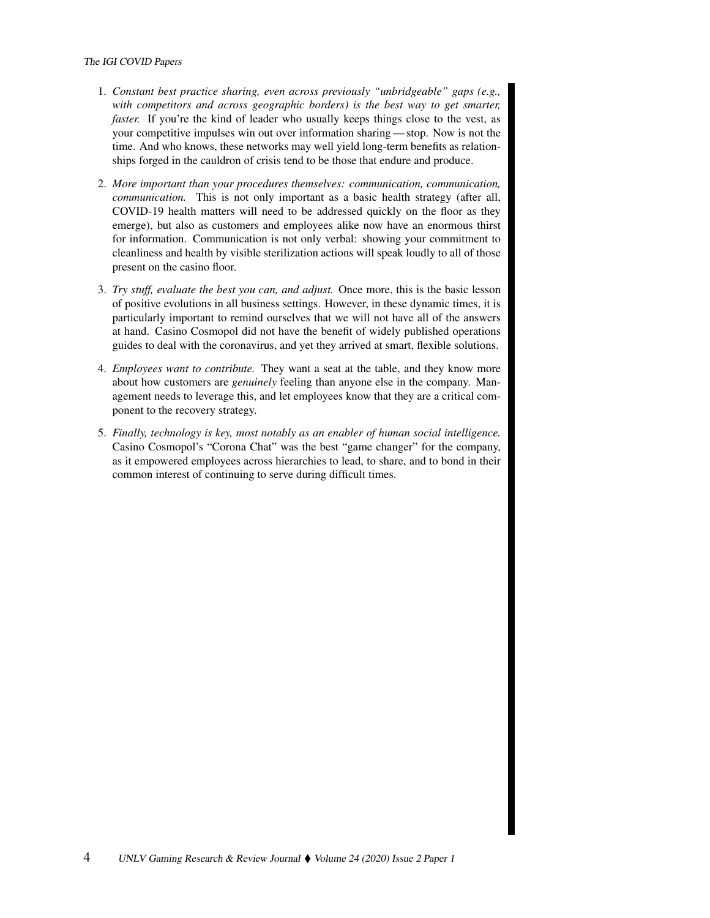1. *Constant best practice sharing, even across previously "unbridgeable" gaps (e.g., with competitors and across geographic borders) is the best way to get smarter, faster.* If you're the kind of leader who usually keeps things close to the vest, as your competitive impulses win out over information sharing — stop. Now is not the time. And who knows, these networks may well yield long-term benefits as relationships forged in the cauldron of crisis tend to be those that endure and produce.

2. *More important than your procedures themselves: communication, communication, communication.* This is not only important as a basic health strategy (after all, COVID-19 health matters will need to be addressed quickly on the floor as they emerge), but also as customers and employees alike now have an enormous thirst for information. Communication is not only verbal: showing your commitment to cleanliness and health by visible sterilization actions will speak loudly to all of those present on the casino floor.

3. *Try stuff, evaluate the best you can, and adjust.* Once more, this is the basic lesson of positive evolutions in all business settings. However, in these dynamic times, it is particularly important to remind ourselves that we will not have all of the answers at hand. Casino Cosmopol did not have the benefit of widely published operations guides to deal with the coronavirus, and yet they arrived at smart, flexible solutions.

4. *Employees want to contribute.* They want a seat at the table, and they know more about how customers are *genuinely* feeling than anyone else in the company. Management needs to leverage this, and let employees know that they are a critical component to the recovery strategy.

5. *Finally, technology is key, most notably as an enabler of human social intelligence.* Casino Cosmopol's "Corona Chat" was the best "game changer" for the company, as it empowered employees across hierarchies to lead, to share, and to bond in their common interest of continuing to serve during difficult times.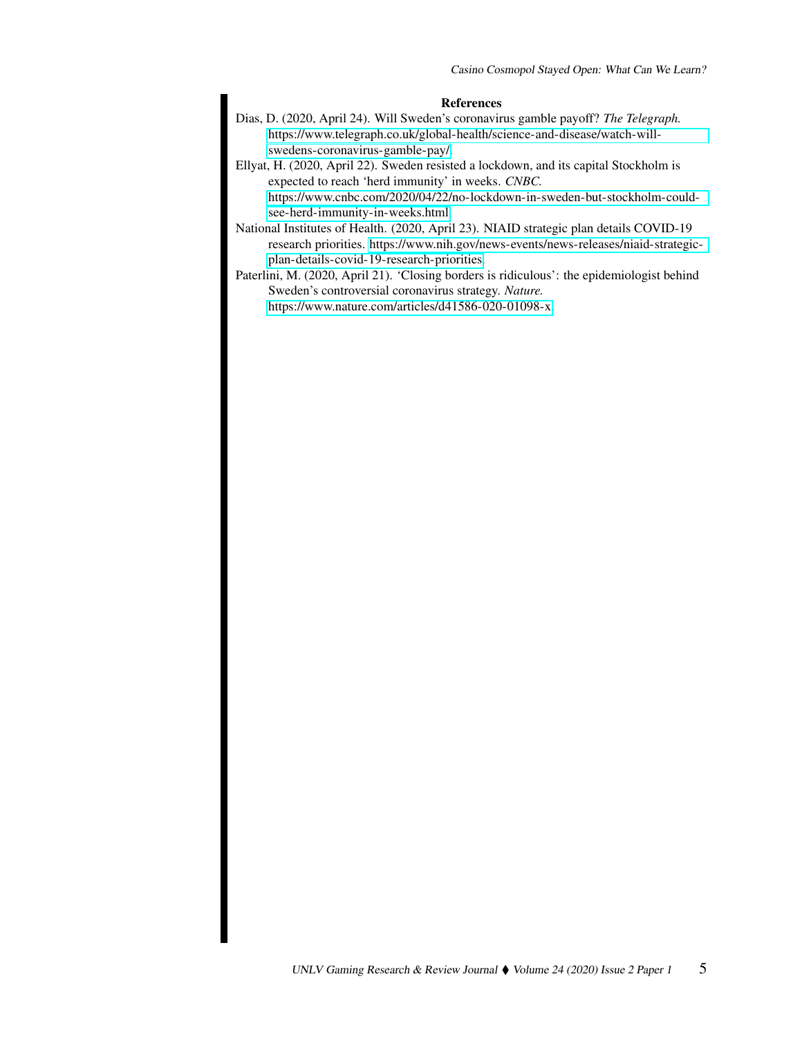## References

Dias, D. (2020, April 24). Will Sweden's coronavirus gamble payoff? *The Telegraph.* https://www.telegraph.co.uk/global-health/science-and-disease/watch-will-swedens-coronavirus-gamble-pay/

Ellyat, H. (2020, April 22). Sweden resisted a lockdown, and its capital Stockholm is expected to reach 'herd immunity' in weeks. *CNBC.* https://www.cnbc.com/2020/04/22/no-lockdown-in-sweden-but-stockholm-could-see-herd-immunity-in-weeks.html

National Institutes of Health. (2020, April 23). NIAID strategic plan details COVID-19 research priorities. https://www.nih.gov/news-events/news-releases/niaid-strategic-plan-details-covid-19-research-priorities.

Paterlini, M. (2020, April 21). 'Closing borders is ridiculous': the epidemiologist behind Sweden's controversial coronavirus strategy. *Nature.* https://www.nature.com/articles/d41586-020-01098-x.